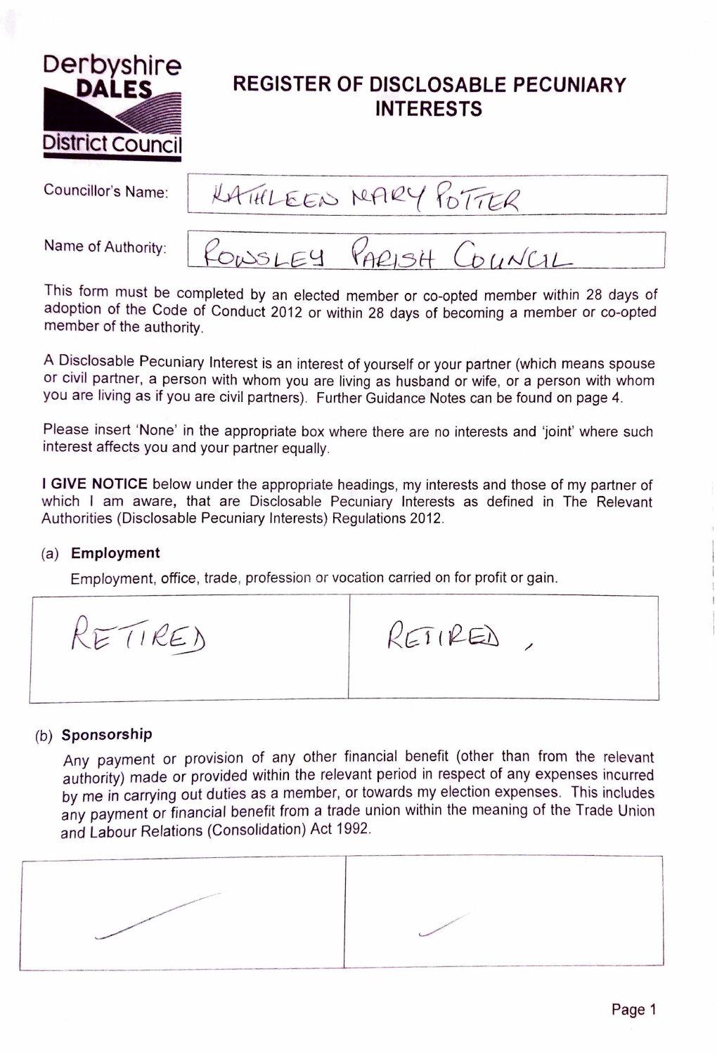Derbyshire DALES District Council

# REGISTER OF DISCLOSABLE PECUNIARY INTERESTS

| | |
|---|---|
| Councillor's Name: | KATHLEEN MARY POTTER |
| Name of Authority: | ROWSLEY PARISH COUNCIL |

This form must be completed by an elected member or co-opted member within 28 days of adoption of the Code of Conduct 2012 or within 28 days of becoming a member or co-opted member of the authority.

A Disclosable Pecuniary Interest is an interest of yourself or your partner (which means spouse or civil partner, a person with whom you are living as husband or wife, or a person with whom you are living as if you are civil partners). Further Guidance Notes can be found on page 4.

Please insert 'None' in the appropriate box where there are no interests and 'joint' where such interest affects you and your partner equally.

**I GIVE NOTICE** below under the appropriate headings, my interests and those of my partner of which I am aware, that are Disclosable Pecuniary Interests as defined in The Relevant Authorities (Disclosable Pecuniary Interests) Regulations 2012.

## (a) Employment

Employment, office, trade, profession or vocation carried on for profit or gain.

| | |
|---|---|
| RETIRED | RETIRED |

## (b) Sponsorship

Any payment or provision of any other financial benefit (other than from the relevant authority) made or provided within the relevant period in respect of any expenses incurred by me in carrying out duties as a member, or towards my election expenses. This includes any payment or financial benefit from a trade union within the meaning of the Trade Union and Labour Relations (Consolidation) Act 1992.

| | |
|---|---|
| — | — |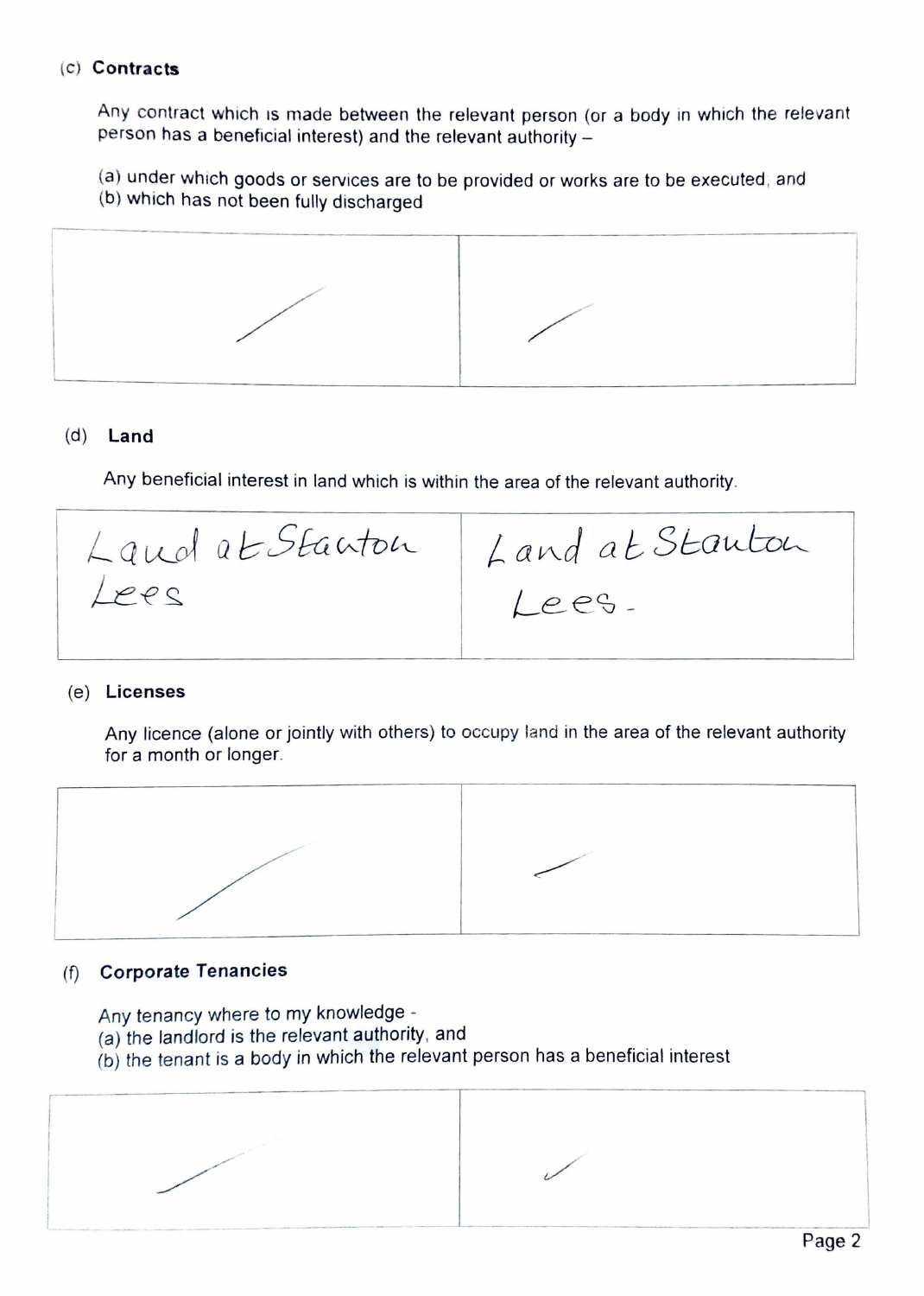(c) **Contracts**

Any contract which is made between the relevant person (or a body in which the relevant person has a beneficial interest) and the relevant authority –

(a) under which goods or services are to be provided or works are to be executed, and
(b) which has not been fully discharged

| | |
|---|---|
| / | / |

(d) **Land**

Any beneficial interest in land which is within the area of the relevant authority.

| | |
|---|---|
| Land at Stanton Lees | Land at Stanton Lees. |

(e) **Licenses**

Any licence (alone or jointly with others) to occupy land in the area of the relevant authority for a month or longer.

| | |
|---|---|
| / | / |

(f) **Corporate Tenancies**

Any tenancy where to my knowledge -
(a) the landlord is the relevant authority, and
(b) the tenant is a body in which the relevant person has a beneficial interest

| | |
|---|---|
| / | / |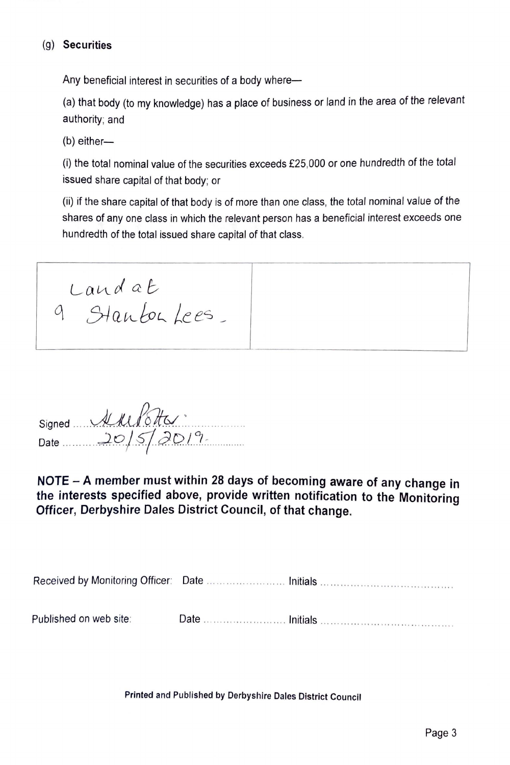### (g) **Securities**

Any beneficial interest in securities of a body where—

(a) that body (to my knowledge) has a place of business or land in the area of the relevant authority; and

(b) either—

(i) the total nominal value of the securities exceeds £25,000 or one hundredth of the total issued share capital of that body; or

(ii) if the share capital of that body is of more than one class, the total nominal value of the shares of any one class in which the relevant person has a beneficial interest exceeds one hundredth of the total issued share capital of that class.

| | |
|---|---|
| Land at 9 Stanton Lees. | |

Signed A M Potter

Date 20/5/2019.

**NOTE – A member must within 28 days of becoming aware of any change in the interests specified above, provide written notification to the Monitoring Officer, Derbyshire Dales District Council, of that change.**

Received by Monitoring Officer: Date ...................... Initials ......................................

Published on web site: Date ...................... Initials ......................................

**Printed and Published by Derbyshire Dales District Council**